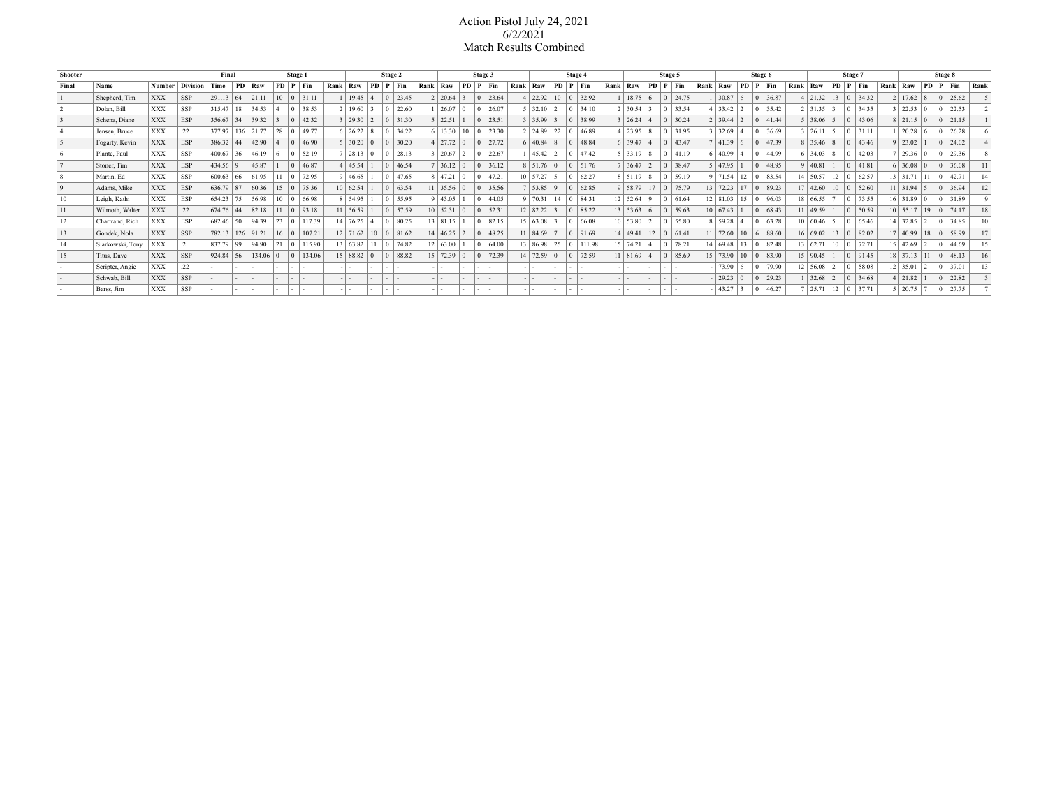# Action Pistol July 24, 2021
## 6/2/2021
## Match Results Combined

| Shooter | | | | Final | | Stage 1 | | | | | Stage 2 | | | | | Stage 3 | | | | | Stage 4 | | | | | Stage 5 | | | | | Stage 6 | | | | | Stage 7 | | | | | Stage 8 | | | | |
|---|---|---|---|---|---|---|---|---|---|---|---|---|---|---|---|---|---|---|---|---|---|---|---|---|---|---|---|---|---|---|---|---|---|---|---|---|---|---|---|---|---|---|---|---|---|
| Final | Name | Number | Division | Time | PD | Raw | PD | P | Fin | Rank | Raw | PD | P | Fin | Rank | Raw | PD | P | Fin | Rank | Raw | PD | P | Fin | Rank | Raw | PD | P | Fin | Rank | Raw | PD | P | Fin | Rank | Raw | PD | P | Fin | Rank | Raw | PD | P | Fin | Rank |
| 1 | Shepherd, Tim | XXX | SSP | 291.13 | 64 | 21.11 | 10 | 0 | 31.11 | 1 | 19.45 | 4 | 0 | 23.45 | 2 | 20.64 | 3 | 0 | 23.64 | 4 | 22.92 | 10 | 0 | 32.92 | 1 | 18.75 | 6 | 0 | 24.75 | 1 | 30.87 | 6 | 0 | 36.87 | 4 | 21.32 | 13 | 0 | 34.32 | 2 | 17.62 | 8 | 0 | 25.62 | 5 |
| 2 | Dolan, Bill | XXX | SSP | 315.47 | 18 | 34.53 | 4 | 0 | 38.53 | 2 | 19.60 | 3 | 0 | 22.60 | 1 | 26.07 | 0 | 0 | 26.07 | 5 | 32.10 | 2 | 0 | 34.10 | 2 | 30.54 | 3 | 0 | 33.54 | 4 | 33.42 | 2 | 0 | 35.42 | 2 | 31.35 | 3 | 0 | 34.35 | 3 | 22.53 | 0 | 0 | 22.53 | 2 |
| 3 | Schena, Diane | XXX | ESP | 356.67 | 34 | 39.32 | 3 | 0 | 42.32 | 3 | 29.30 | 2 | 0 | 31.30 | 5 | 22.51 | 1 | 0 | 23.51 | 3 | 35.99 | 3 | 0 | 38.99 | 3 | 26.24 | 4 | 0 | 30.24 | 2 | 39.44 | 2 | 0 | 41.44 | 5 | 38.06 | 5 | 0 | 43.06 | 8 | 21.15 | 0 | 0 | 21.15 | 1 |
| 4 | Jensen, Bruce | XXX | .22 | 377.97 | 136 | 21.77 | 28 | 0 | 49.77 | 6 | 26.22 | 8 | 0 | 34.22 | 6 | 13.30 | 10 | 0 | 23.30 | 2 | 24.89 | 22 | 0 | 46.89 | 4 | 23.95 | 8 | 0 | 31.95 | 3 | 32.69 | 4 | 0 | 36.69 | 3 | 26.11 | 5 | 0 | 31.11 | 1 | 20.28 | 6 | 0 | 26.28 | 6 |
| 5 | Fogarty, Kevin | XXX | ESP | 386.32 | 44 | 42.90 | 4 | 0 | 46.90 | 5 | 30.20 | 0 | 0 | 30.20 | 4 | 27.72 | 0 | 0 | 27.72 | 6 | 40.84 | 8 | 0 | 48.84 | 6 | 39.47 | 4 | 0 | 43.47 | 7 | 41.39 | 6 | 0 | 47.39 | 8 | 35.46 | 8 | 0 | 43.46 | 9 | 23.02 | 1 | 0 | 24.02 | 4 |
| 6 | Plante, Paul | XXX | SSP | 400.67 | 36 | 46.19 | 6 | 0 | 52.19 | 7 | 28.13 | 0 | 0 | 28.13 | 3 | 20.67 | 2 | 0 | 22.67 | 1 | 45.42 | 2 | 0 | 47.42 | 5 | 33.19 | 8 | 0 | 41.19 | 6 | 40.99 | 4 | 0 | 44.99 | 6 | 34.03 | 8 | 0 | 42.03 | 7 | 29.36 | 0 | 0 | 29.36 | 8 |
| 7 | Stoner, Tim | XXX | ESP | 434.56 | 9 | 45.87 | 1 | 0 | 46.87 | 4 | 45.54 | 1 | 0 | 46.54 | 7 | 36.12 | 0 | 0 | 36.12 | 8 | 51.76 | 0 | 0 | 51.76 | 7 | 36.47 | 2 | 0 | 38.47 | 5 | 47.95 | 1 | 0 | 48.95 | 9 | 40.81 | 1 | 0 | 41.81 | 6 | 36.08 | 0 | 0 | 36.08 | 11 |
| 8 | Martin, Ed | XXX | SSP | 600.63 | 66 | 61.95 | 11 | 0 | 72.95 | 9 | 46.65 | 1 | 0 | 47.65 | 8 | 47.21 | 0 | 0 | 47.21 | 10 | 57.27 | 5 | 0 | 62.27 | 8 | 51.19 | 8 | 0 | 59.19 | 9 | 71.54 | 12 | 0 | 83.54 | 14 | 50.57 | 12 | 0 | 62.57 | 13 | 31.71 | 11 | 0 | 42.71 | 14 |
| 9 | Adams, Mike | XXX | ESP | 636.79 | 87 | 60.36 | 15 | 0 | 75.36 | 10 | 62.54 | 1 | 0 | 63.54 | 11 | 35.56 | 0 | 0 | 35.56 | 7 | 53.85 | 9 | 0 | 62.85 | 9 | 58.79 | 17 | 0 | 75.79 | 13 | 72.23 | 17 | 0 | 89.23 | 17 | 42.60 | 10 | 0 | 52.60 | 11 | 31.94 | 5 | 0 | 36.94 | 12 |
| 10 | Leigh, Kathi | XXX | ESP | 654.23 | 75 | 56.98 | 10 | 0 | 66.98 | 8 | 54.95 | 1 | 0 | 55.95 | 9 | 43.05 | 1 | 0 | 44.05 | 9 | 70.31 | 14 | 0 | 84.31 | 12 | 52.64 | 9 | 0 | 61.64 | 12 | 81.03 | 15 | 0 | 96.03 | 18 | 66.55 | 7 | 0 | 73.55 | 16 | 31.89 | 0 | 0 | 31.89 | 9 |
| 11 | Wilmoth, Walter | XXX | .22 | 674.76 | 44 | 82.18 | 11 | 0 | 93.18 | 11 | 56.59 | 1 | 0 | 57.59 | 10 | 52.31 | 0 | 0 | 52.31 | 12 | 82.22 | 3 | 0 | 85.22 | 13 | 53.63 | 6 | 0 | 59.63 | 10 | 67.43 | 1 | 0 | 68.43 | 11 | 49.59 | 1 | 0 | 50.59 | 10 | 55.17 | 19 | 0 | 74.17 | 18 |
| 12 | Chartrand, Rich | XXX | ESP | 682.46 | 50 | 94.39 | 23 | 0 | 117.39 | 14 | 76.25 | 4 | 0 | 80.25 | 13 | 81.15 | 1 | 0 | 82.15 | 15 | 63.08 | 3 | 0 | 66.08 | 10 | 53.80 | 2 | 0 | 55.80 | 8 | 59.28 | 4 | 0 | 63.28 | 10 | 60.46 | 5 | 0 | 65.46 | 14 | 32.85 | 2 | 0 | 34.85 | 10 |
| 13 | Gondek, Nola | XXX | SSP | 782.13 | 126 | 91.21 | 16 | 0 | 107.21 | 12 | 71.62 | 10 | 0 | 81.62 | 14 | 46.25 | 2 | 0 | 48.25 | 11 | 84.69 | 7 | 0 | 91.69 | 14 | 49.41 | 12 | 0 | 61.41 | 11 | 72.60 | 10 | 6 | 88.60 | 16 | 69.02 | 13 | 0 | 82.02 | 17 | 40.99 | 18 | 0 | 58.99 | 17 |
| 14 | Siarkowski, Tony | XXX | .2 | 837.79 | 99 | 94.90 | 21 | 0 | 115.90 | 13 | 63.82 | 11 | 0 | 74.82 | 12 | 63.00 | 1 | 0 | 64.00 | 13 | 86.98 | 25 | 0 | 111.98 | 15 | 74.21 | 4 | 0 | 78.21 | 14 | 69.48 | 13 | 0 | 82.48 | 13 | 62.71 | 10 | 0 | 72.71 | 15 | 42.69 | 2 | 0 | 44.69 | 15 |
| 15 | Titus, Dave | XXX | SSP | 924.84 | 56 | 134.06 | 0 | 0 | 134.06 | 15 | 88.82 | 0 | 0 | 88.82 | 15 | 72.39 | 0 | 0 | 72.39 | 14 | 72.59 | 0 | 0 | 72.59 | 11 | 81.69 | 4 | 0 | 85.69 | 15 | 73.90 | 10 | 0 | 83.90 | 15 | 90.45 | 1 | 0 | 91.45 | 18 | 37.13 | 11 | 0 | 48.13 | 16 |
| - | Scripter, Angie | XXX | .22 | - | - | - | - | - | - | - | - | - | - | - | - | - | - | - | - | - | - | - | - | - | - | - | - | - | - | - | 73.90 | 6 | 0 | 79.90 | 12 | 56.08 | 2 | 0 | 58.08 | 12 | 35.01 | 2 | 0 | 37.01 | 13 |
| - | Schwab, Bill | XXX | SSP | - | - | - | - | - | - | - | - | - | - | - | - | - | - | - | - | - | - | - | - | - | - | - | - | - | - | - | 29.23 | 0 | 0 | 29.23 | 1 | 32.68 | 2 | 0 | 34.68 | 4 | 21.82 | 1 | 0 | 22.82 | 3 |
| - | Barss, Jim | XXX | SSP | - | - | - | - | - | - | - | - | - | - | - | - | - | - | - | - | - | - | - | - | - | - | - | - | - | - | - | 43.27 | 3 | 0 | 46.27 | 7 | 25.71 | 12 | 0 | 37.71 | 5 | 20.75 | 7 | 0 | 27.75 | 7 |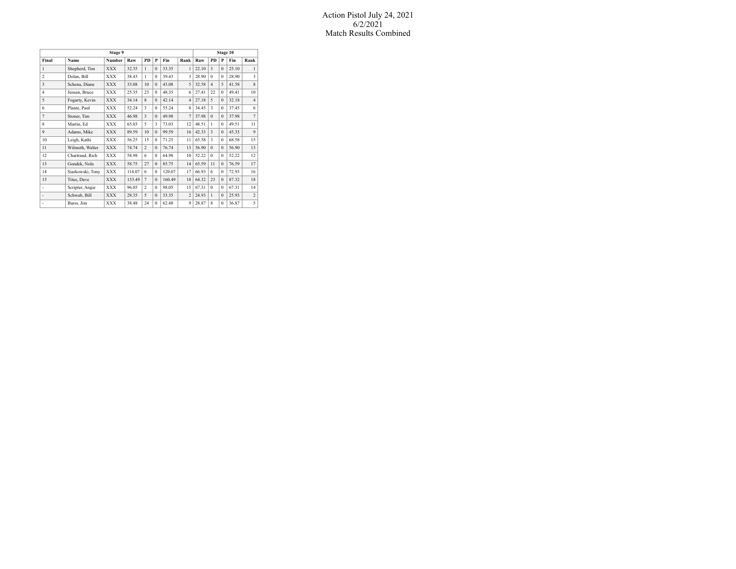Action Pistol July 24, 2021
6/2/2021
Match Results Combined

| | | | Stage 9 | | | | | | Stage 10 | | | | |
|---|---|---|---|---|---|---|---|---|---|---|---|---|---|
| Final | Name | Number | Raw | PD | P | Fin | Rank | Raw | PD | P | Fin | Rank |
| 1 | Shepherd, Tim | XXX | 32.35 | 1 | 0 | 33.35 | 1 | 22.10 | 3 | 0 | 25.10 | 1 |
| 2 | Dolan, Bill | XXX | 38.43 | 1 | 0 | 39.43 | 3 | 28.90 | 0 | 0 | 28.90 | 3 |
| 3 | Schena, Diane | XXX | 33.08 | 10 | 0 | 43.08 | 5 | 32.58 | 4 | 5 | 41.58 | 8 |
| 4 | Jensen, Bruce | XXX | 25.35 | 23 | 0 | 48.35 | 6 | 27.41 | 22 | 0 | 49.41 | 10 |
| 5 | Fogarty, Kevin | XXX | 34.14 | 8 | 0 | 42.14 | 4 | 27.18 | 5 | 0 | 32.18 | 4 |
| 6 | Plante, Paul | XXX | 52.24 | 3 | 0 | 55.24 | 8 | 34.45 | 3 | 0 | 37.45 | 6 |
| 7 | Stoner, Tim | XXX | 46.98 | 3 | 0 | 49.98 | 7 | 37.98 | 0 | 0 | 37.98 | 7 |
| 8 | Martin, Ed | XXX | 65.03 | 5 | 3 | 73.03 | 12 | 48.51 | 1 | 0 | 49.51 | 11 |
| 9 | Adams, Mike | XXX | 89.59 | 10 | 0 | 99.59 | 16 | 42.33 | 3 | 0 | 45.33 | 9 |
| 10 | Leigh, Kathi | XXX | 56.25 | 15 | 0 | 71.25 | 11 | 65.58 | 3 | 0 | 68.58 | 15 |
| 11 | Wilmoth, Walter | XXX | 74.74 | 2 | 0 | 76.74 | 13 | 56.90 | 0 | 0 | 56.90 | 13 |
| 12 | Chartrand, Rich | XXX | 58.98 | 6 | 0 | 64.98 | 10 | 52.22 | 0 | 0 | 52.22 | 12 |
| 13 | Gondek, Nola | XXX | 58.75 | 27 | 0 | 85.75 | 14 | 65.59 | 11 | 0 | 76.59 | 17 |
| 14 | Siarkowski, Tony | XXX | 114.07 | 6 | 0 | 120.07 | 17 | 66.93 | 6 | 0 | 72.93 | 16 |
| 15 | Titus, Dave | XXX | 153.49 | 7 | 0 | 160.49 | 18 | 64.32 | 23 | 0 | 87.32 | 18 |
| - | Scripter, Angie | XXX | 96.05 | 2 | 0 | 98.05 | 15 | 67.31 | 0 | 0 | 67.31 | 14 |
| - | Schwab, Bill | XXX | 28.35 | 5 | 0 | 33.35 | 2 | 24.93 | 1 | 0 | 25.93 | 2 |
| - | Barss, Jim | XXX | 38.48 | 24 | 0 | 62.48 | 9 | 28.87 | 8 | 0 | 36.87 | 5 |